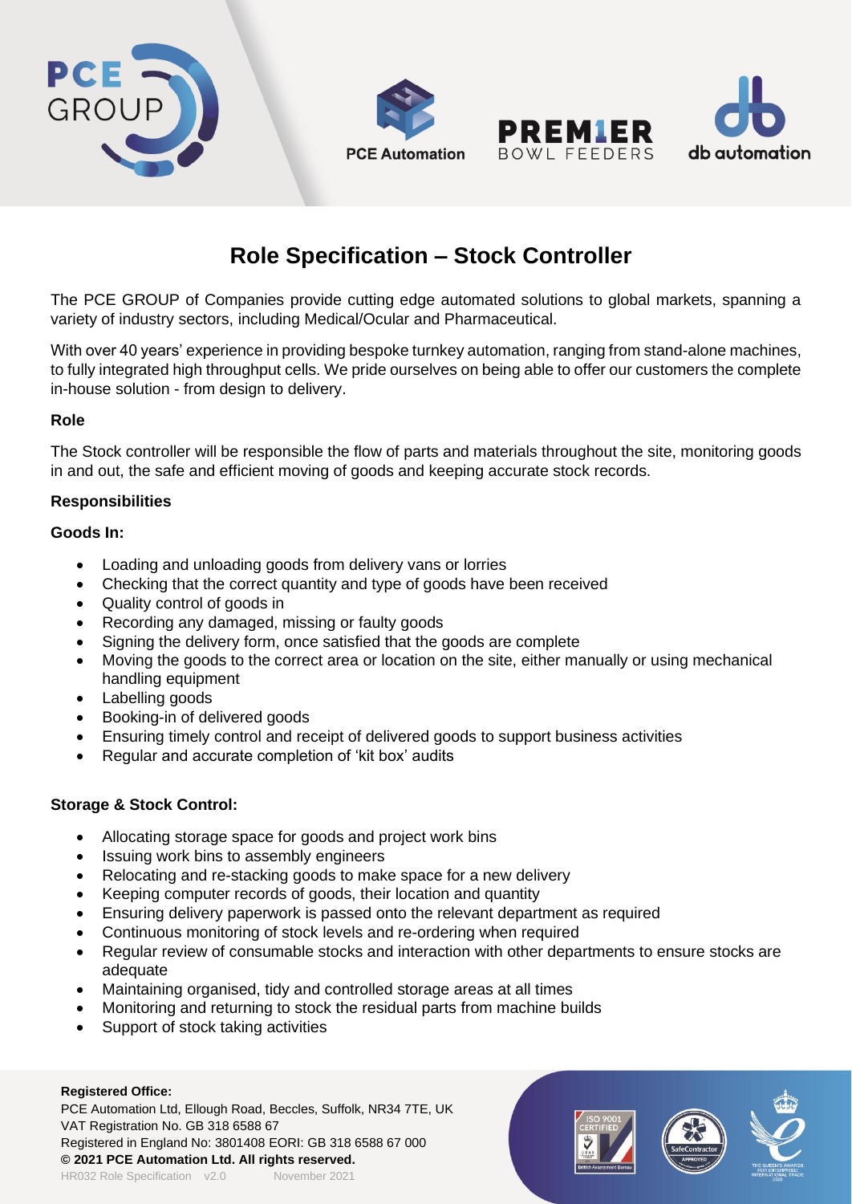# Role Specification – Stock Controller

The PCE GROUP of Companies provide cutting edge automated solutions to global markets, spanning a variety of industry sectors, including Medical/Ocular and Pharmaceutical.

With over 40 years' experience in providing bespoke turnkey automation, ranging from stand-alone machines, to fully integrated high throughput cells. We pride ourselves on being able to offer our customers the complete in-house solution - from design to delivery.

**Role**

The Stock controller will be responsible the flow of parts and materials throughout the site, monitoring goods in and out, the safe and efficient moving of goods and keeping accurate stock records.

**Responsibilities**

**Goods In:**

- Loading and unloading goods from delivery vans or lorries
- Checking that the correct quantity and type of goods have been received
- Quality control of goods in
- Recording any damaged, missing or faulty goods
- Signing the delivery form, once satisfied that the goods are complete
- Moving the goods to the correct area or location on the site, either manually or using mechanical handling equipment
- Labelling goods
- Booking-in of delivered goods
- Ensuring timely control and receipt of delivered goods to support business activities
- Regular and accurate completion of 'kit box' audits

**Storage & Stock Control:**

- Allocating storage space for goods and project work bins
- Issuing work bins to assembly engineers
- Relocating and re-stacking goods to make space for a new delivery
- Keeping computer records of goods, their location and quantity
- Ensuring delivery paperwork is passed onto the relevant department as required
- Continuous monitoring of stock levels and re-ordering when required
- Regular review of consumable stocks and interaction with other departments to ensure stocks are adequate
- Maintaining organised, tidy and controlled storage areas at all times
- Monitoring and returning to stock the residual parts from machine builds
- Support of stock taking activities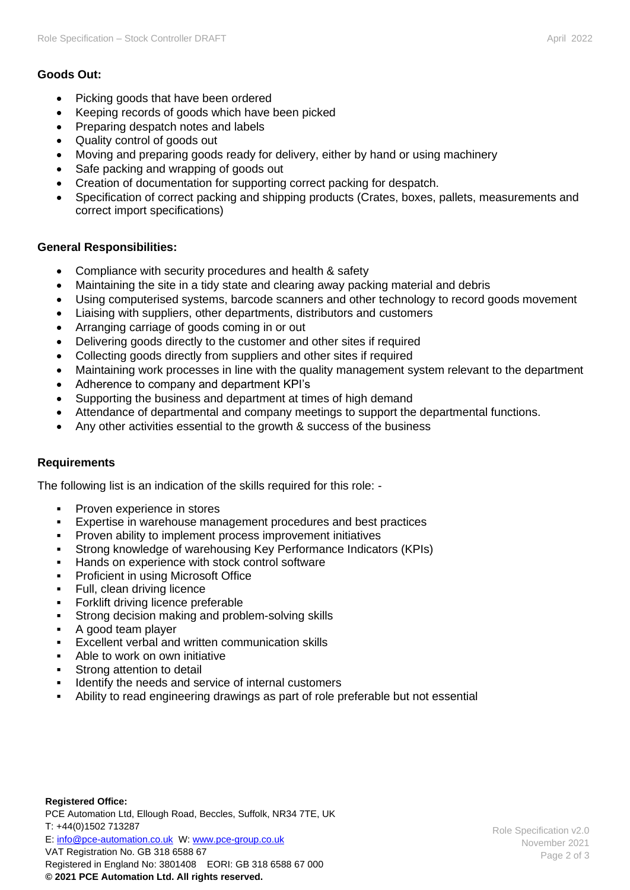**Goods Out:**

- Picking goods that have been ordered
- Keeping records of goods which have been picked
- Preparing despatch notes and labels
- Quality control of goods out
- Moving and preparing goods ready for delivery, either by hand or using machinery
- Safe packing and wrapping of goods out
- Creation of documentation for supporting correct packing for despatch.
- Specification of correct packing and shipping products (Crates, boxes, pallets, measurements and correct import specifications)

**General Responsibilities:**

- Compliance with security procedures and health & safety
- Maintaining the site in a tidy state and clearing away packing material and debris
- Using computerised systems, barcode scanners and other technology to record goods movement
- Liaising with suppliers, other departments, distributors and customers
- Arranging carriage of goods coming in or out
- Delivering goods directly to the customer and other sites if required
- Collecting goods directly from suppliers and other sites if required
- Maintaining work processes in line with the quality management system relevant to the department
- Adherence to company and department KPI's
- Supporting the business and department at times of high demand
- Attendance of departmental and company meetings to support the departmental functions.
- Any other activities essential to the growth & success of the business

**Requirements**

The following list is an indication of the skills required for this role: -

- Proven experience in stores
- Expertise in warehouse management procedures and best practices
- Proven ability to implement process improvement initiatives
- Strong knowledge of warehousing Key Performance Indicators (KPIs)
- Hands on experience with stock control software
- Proficient in using Microsoft Office
- Full, clean driving licence
- Forklift driving licence preferable
- Strong decision making and problem-solving skills
- A good team player
- Excellent verbal and written communication skills
- Able to work on own initiative
- Strong attention to detail
- Identify the needs and service of internal customers
- Ability to read engineering drawings as part of role preferable but not essential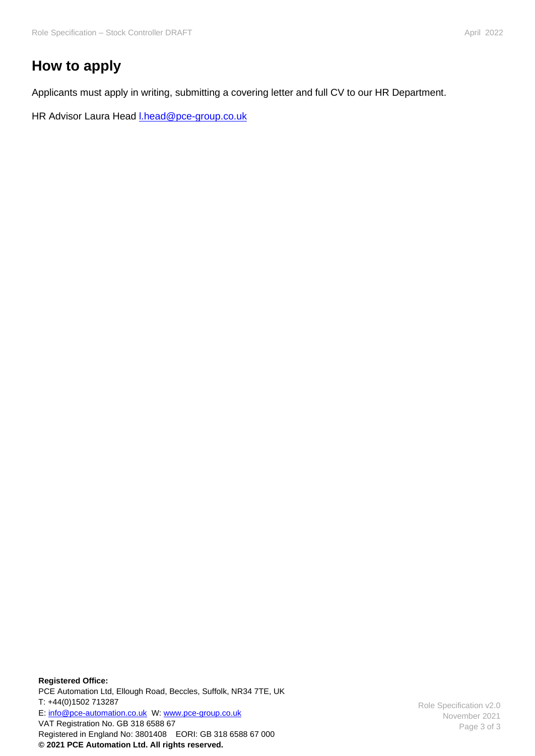## How to apply

Applicants must apply in writing, submitting a covering letter and full CV to our HR Department.

HR Advisor Laura Head l.head@pce-group.co.uk

**Registered Office:**
PCE Automation Ltd, Ellough Road, Beccles, Suffolk, NR34 7TE, UK
T: +44(0)1502 713287
E: info@pce-automation.co.uk W: www.pce-group.co.uk
VAT Registration No. GB 318 6588 67
Registered in England No: 3801408 EORI: GB 318 6588 67 000
**© 2021 PCE Automation Ltd. All rights reserved.**